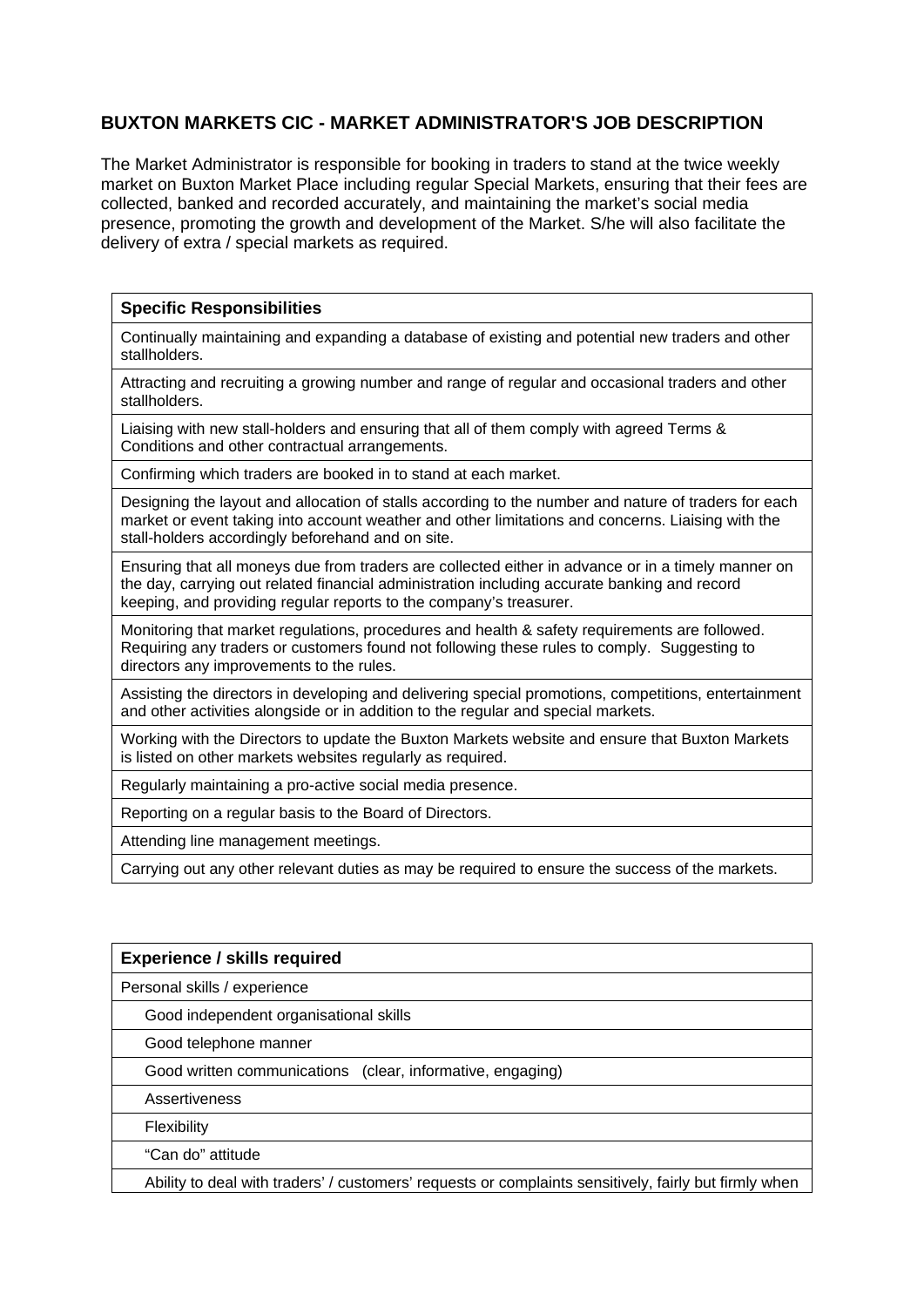# BUXTON MARKETS CIC - MARKET ADMINISTRATOR'S JOB DESCRIPTION

The Market Administrator is responsible for booking in traders to stand at the twice weekly market on Buxton Market Place including regular Special Markets, ensuring that their fees are collected, banked and recorded accurately, and maintaining the market's social media presence, promoting the growth and development of the Market. S/he will also facilitate the delivery of extra / special markets as required.

| **Specific Responsibilities** |
|---|
| Continually maintaining and expanding a database of existing and potential new traders and other stallholders. |
| Attracting and recruiting a growing number and range of regular and occasional traders and other stallholders. |
| Liaising with new stall-holders and ensuring that all of them comply with agreed Terms & Conditions and other contractual arrangements. |
| Confirming which traders are booked in to stand at each market. |
| Designing the layout and allocation of stalls according to the number and nature of traders for each market or event taking into account weather and other limitations and concerns. Liaising with the stall-holders accordingly beforehand and on site. |
| Ensuring that all moneys due from traders are collected either in advance or in a timely manner on the day, carrying out related financial administration including accurate banking and record keeping, and providing regular reports to the company's treasurer. |
| Monitoring that market regulations, procedures and health & safety requirements are followed. Requiring any traders or customers found not following these rules to comply. Suggesting to directors any improvements to the rules. |
| Assisting the directors in developing and delivering special promotions, competitions, entertainment and other activities alongside or in addition to the regular and special markets. |
| Working with the Directors to update the Buxton Markets website and ensure that Buxton Markets is listed on other markets websites regularly as required. |
| Regularly maintaining a pro-active social media presence. |
| Reporting on a regular basis to the Board of Directors. |
| Attending line management meetings. |
| Carrying out any other relevant duties as may be required to ensure the success of the markets. |

| **Experience / skills required** |
|---|
| Personal skills / experience |
| Good independent organisational skills |
| Good telephone manner |
| Good written communications (clear, informative, engaging) |
| Assertiveness |
| Flexibility |
| "Can do" attitude |
| Ability to deal with traders' / customers' requests or complaints sensitively, fairly but firmly when |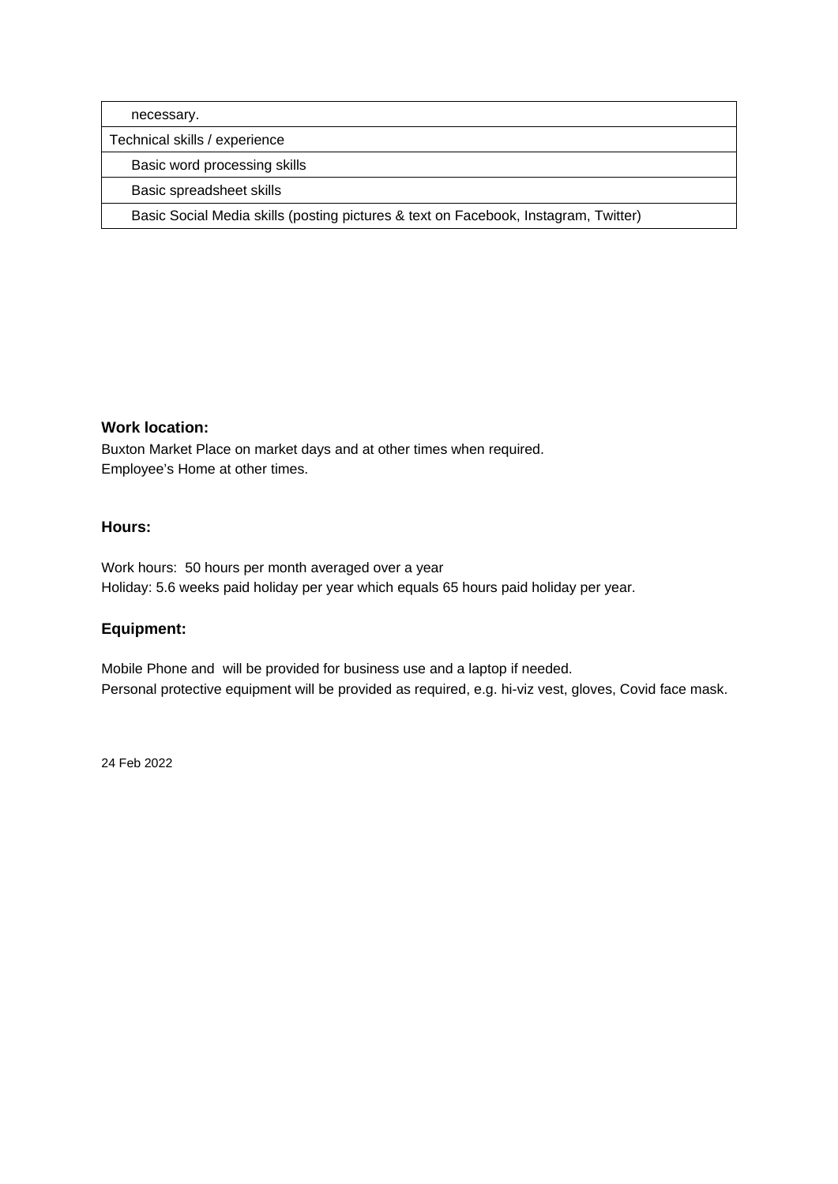| |
|---|
| necessary. |
| Technical skills / experience |
| Basic word processing skills |
| Basic spreadsheet skills |
| Basic Social Media skills (posting pictures & text on Facebook, Instagram, Twitter) |

**Work location:**

Buxton Market Place on market days and at other times when required.
Employee's Home at other times.

**Hours:**

Work hours: 50 hours per month averaged over a year
Holiday: 5.6 weeks paid holiday per year which equals 65 hours paid holiday per year.

**Equipment:**

Mobile Phone and will be provided for business use and a laptop if needed.
Personal protective equipment will be provided as required, e.g. hi-viz vest, gloves, Covid face mask.

24 Feb 2022